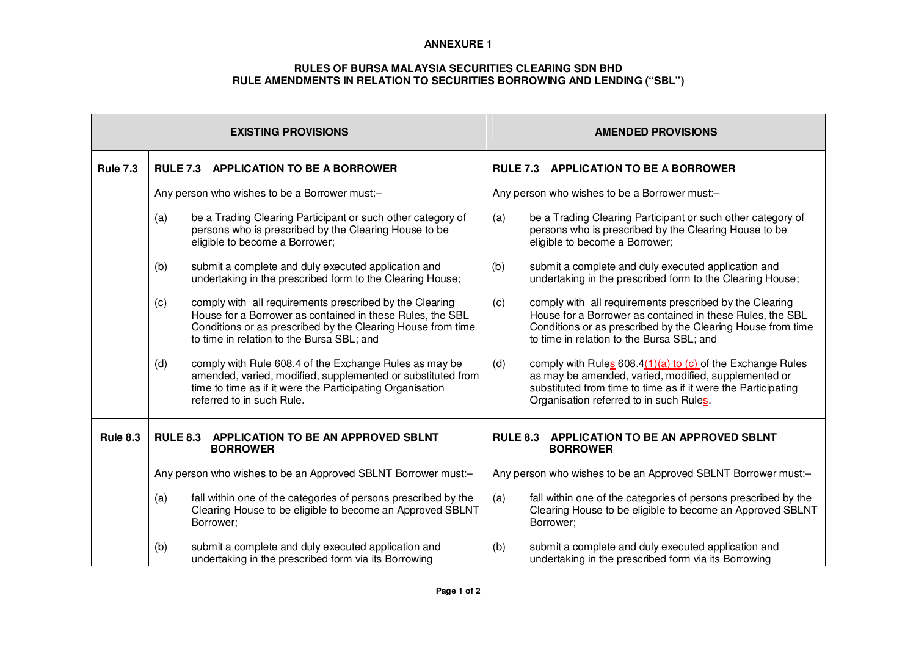**ANNEXURE 1**

**RULES OF BURSA MALAYSIA SECURITIES CLEARING SDN BHD**
**RULE AMENDMENTS IN RELATION TO SECURITIES BORROWING AND LENDING ("SBL")**

| | **EXISTING PROVISIONS** | **AMENDED PROVISIONS** |
|---|---|---|
| **Rule 7.3** | **RULE 7.3 APPLICATION TO BE A BORROWER**<br><br>Any person who wishes to be a Borrower must:–<br><br>(a) be a Trading Clearing Participant or such other category of persons who is prescribed by the Clearing House to be eligible to become a Borrower;<br><br>(b) submit a complete and duly executed application and undertaking in the prescribed form to the Clearing House;<br><br>(c) comply with all requirements prescribed by the Clearing House for a Borrower as contained in these Rules, the SBL Conditions or as prescribed by the Clearing House from time to time in relation to the Bursa SBL; and<br><br>(d) comply with Rule 608.4 of the Exchange Rules as may be amended, varied, modified, supplemented or substituted from time to time as if it were the Participating Organisation referred to in such Rule. | **RULE 7.3 APPLICATION TO BE A BORROWER**<br><br>Any person who wishes to be a Borrower must:–<br><br>(a) be a Trading Clearing Participant or such other category of persons who is prescribed by the Clearing House to be eligible to become a Borrower;<br><br>(b) submit a complete and duly executed application and undertaking in the prescribed form to the Clearing House;<br><br>(c) comply with all requirements prescribed by the Clearing House for a Borrower as contained in these Rules, the SBL Conditions or as prescribed by the Clearing House from time to time in relation to the Bursa SBL; and<br><br>(d) comply with Rules 608.4(1)(a) to (c) of the Exchange Rules as may be amended, varied, modified, supplemented or substituted from time to time as if it were the Participating Organisation referred to in such Rules. |
| **Rule 8.3** | **RULE 8.3 APPLICATION TO BE AN APPROVED SBLNT BORROWER**<br><br>Any person who wishes to be an Approved SBLNT Borrower must:–<br><br>(a) fall within one of the categories of persons prescribed by the Clearing House to be eligible to become an Approved SBLNT Borrower;<br><br>(b) submit a complete and duly executed application and undertaking in the prescribed form via its Borrowing | **RULE 8.3 APPLICATION TO BE AN APPROVED SBLNT BORROWER**<br><br>Any person who wishes to be an Approved SBLNT Borrower must:–<br><br>(a) fall within one of the categories of persons prescribed by the Clearing House to be eligible to become an Approved SBLNT Borrower;<br><br>(b) submit a complete and duly executed application and undertaking in the prescribed form via its Borrowing |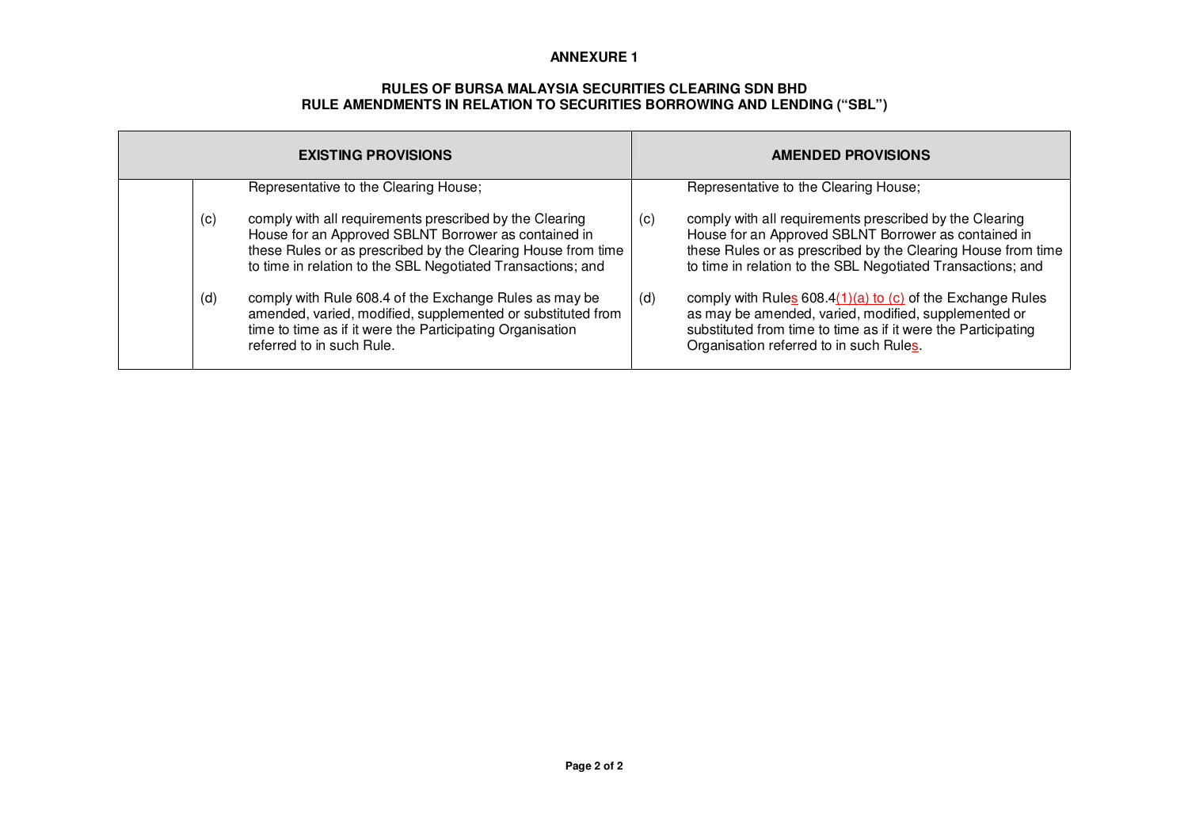**ANNEXURE 1**

**RULES OF BURSA MALAYSIA SECURITIES CLEARING SDN BHD**
**RULE AMENDMENTS IN RELATION TO SECURITIES BORROWING AND LENDING ("SBL")**

| EXISTING PROVISIONS | | | AMENDED PROVISIONS | |
|---|---|---|---|---|
| | | Representative to the Clearing House; | | Representative to the Clearing House; |
| | (c) | comply with all requirements prescribed by the Clearing House for an Approved SBLNT Borrower as contained in these Rules or as prescribed by the Clearing House from time to time in relation to the SBL Negotiated Transactions; and | (c) | comply with all requirements prescribed by the Clearing House for an Approved SBLNT Borrower as contained in these Rules or as prescribed by the Clearing House from time to time in relation to the SBL Negotiated Transactions; and |
| | (d) | comply with Rule 608.4 of the Exchange Rules as may be amended, varied, modified, supplemented or substituted from time to time as if it were the Participating Organisation referred to in such Rule. | (d) | comply with Rules 608.4(1)(a) to (c) of the Exchange Rules as may be amended, varied, modified, supplemented or substituted from time to time as if it were the Participating Organisation referred to in such Rules. |